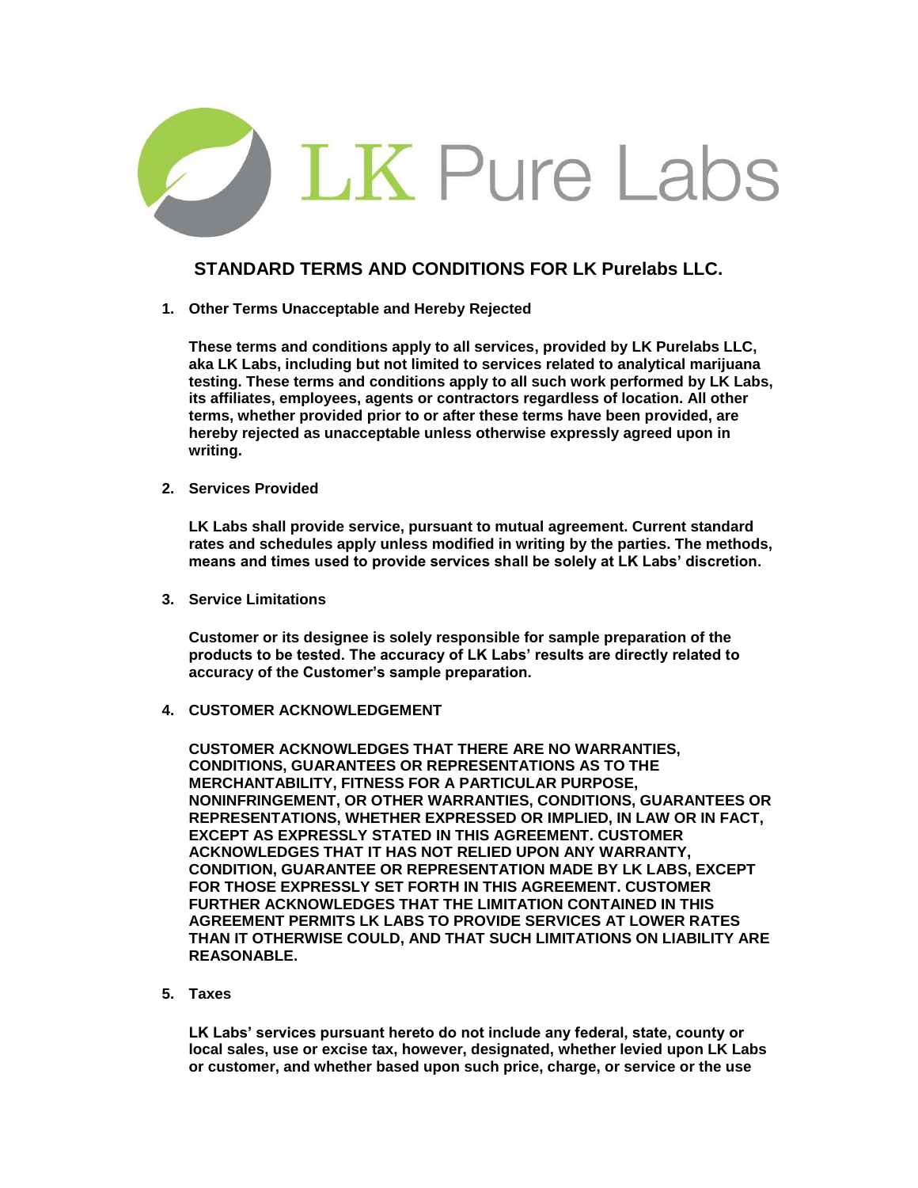LK Pure Labs

# STANDARD TERMS AND CONDITIONS FOR LK Purelabs LLC.

1. **Other Terms Unacceptable and Hereby Rejected**

   **These terms and conditions apply to all services, provided by LK Purelabs LLC, aka LK Labs, including but not limited to services related to analytical marijuana testing. These terms and conditions apply to all such work performed by LK Labs, its affiliates, employees, agents or contractors regardless of location. All other terms, whether provided prior to or after these terms have been provided, are hereby rejected as unacceptable unless otherwise expressly agreed upon in writing.**

2. **Services Provided**

   **LK Labs shall provide service, pursuant to mutual agreement. Current standard rates and schedules apply unless modified in writing by the parties. The methods, means and times used to provide services shall be solely at LK Labs' discretion.**

3. **Service Limitations**

   **Customer or its designee is solely responsible for sample preparation of the products to be tested. The accuracy of LK Labs' results are directly related to accuracy of the Customer's sample preparation.**

4. **CUSTOMER ACKNOWLEDGEMENT**

   **CUSTOMER ACKNOWLEDGES THAT THERE ARE NO WARRANTIES, CONDITIONS, GUARANTEES OR REPRESENTATIONS AS TO THE MERCHANTABILITY, FITNESS FOR A PARTICULAR PURPOSE, NONINFRINGEMENT, OR OTHER WARRANTIES, CONDITIONS, GUARANTEES OR REPRESENTATIONS, WHETHER EXPRESSED OR IMPLIED, IN LAW OR IN FACT, EXCEPT AS EXPRESSLY STATED IN THIS AGREEMENT. CUSTOMER ACKNOWLEDGES THAT IT HAS NOT RELIED UPON ANY WARRANTY, CONDITION, GUARANTEE OR REPRESENTATION MADE BY LK LABS, EXCEPT FOR THOSE EXPRESSLY SET FORTH IN THIS AGREEMENT. CUSTOMER FURTHER ACKNOWLEDGES THAT THE LIMITATION CONTAINED IN THIS AGREEMENT PERMITS LK LABS TO PROVIDE SERVICES AT LOWER RATES THAN IT OTHERWISE COULD, AND THAT SUCH LIMITATIONS ON LIABILITY ARE REASONABLE.**

5. **Taxes**

   **LK Labs' services pursuant hereto do not include any federal, state, county or local sales, use or excise tax, however, designated, whether levied upon LK Labs or customer, and whether based upon such price, charge, or service or the use**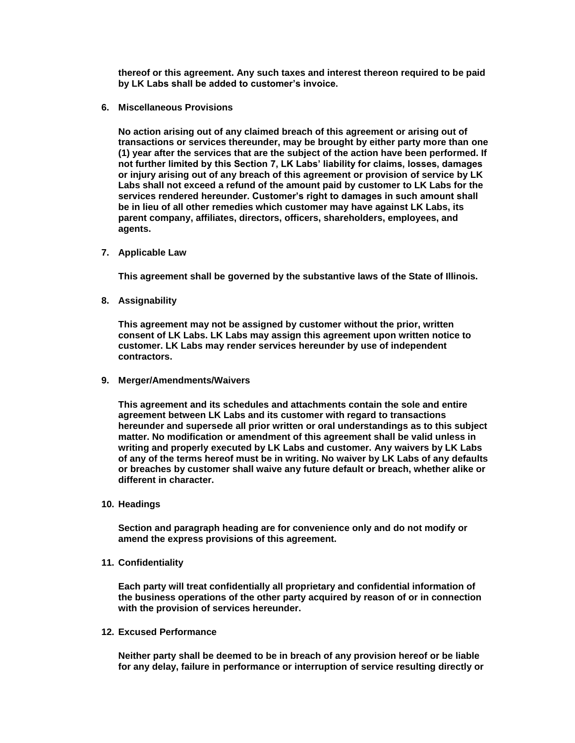**thereof or this agreement. Any such taxes and interest thereon required to be paid by LK Labs shall be added to customer's invoice.**

6. **Miscellaneous Provisions**

   **No action arising out of any claimed breach of this agreement or arising out of transactions or services thereunder, may be brought by either party more than one (1) year after the services that are the subject of the action have been performed. If not further limited by this Section 7, LK Labs' liability for claims, losses, damages or injury arising out of any breach of this agreement or provision of service by LK Labs shall not exceed a refund of the amount paid by customer to LK Labs for the services rendered hereunder. Customer's right to damages in such amount shall be in lieu of all other remedies which customer may have against LK Labs, its parent company, affiliates, directors, officers, shareholders, employees, and agents.**

7. **Applicable Law**

   **This agreement shall be governed by the substantive laws of the State of Illinois.**

8. **Assignability**

   **This agreement may not be assigned by customer without the prior, written consent of LK Labs. LK Labs may assign this agreement upon written notice to customer. LK Labs may render services hereunder by use of independent contractors.**

9. **Merger/Amendments/Waivers**

   **This agreement and its schedules and attachments contain the sole and entire agreement between LK Labs and its customer with regard to transactions hereunder and supersede all prior written or oral understandings as to this subject matter. No modification or amendment of this agreement shall be valid unless in writing and properly executed by LK Labs and customer. Any waivers by LK Labs of any of the terms hereof must be in writing. No waiver by LK Labs of any defaults or breaches by customer shall waive any future default or breach, whether alike or different in character.**

10. **Headings**

    **Section and paragraph heading are for convenience only and do not modify or amend the express provisions of this agreement.**

11. **Confidentiality**

    **Each party will treat confidentially all proprietary and confidential information of the business operations of the other party acquired by reason of or in connection with the provision of services hereunder.**

12. **Excused Performance**

    **Neither party shall be deemed to be in breach of any provision hereof or be liable for any delay, failure in performance or interruption of service resulting directly or**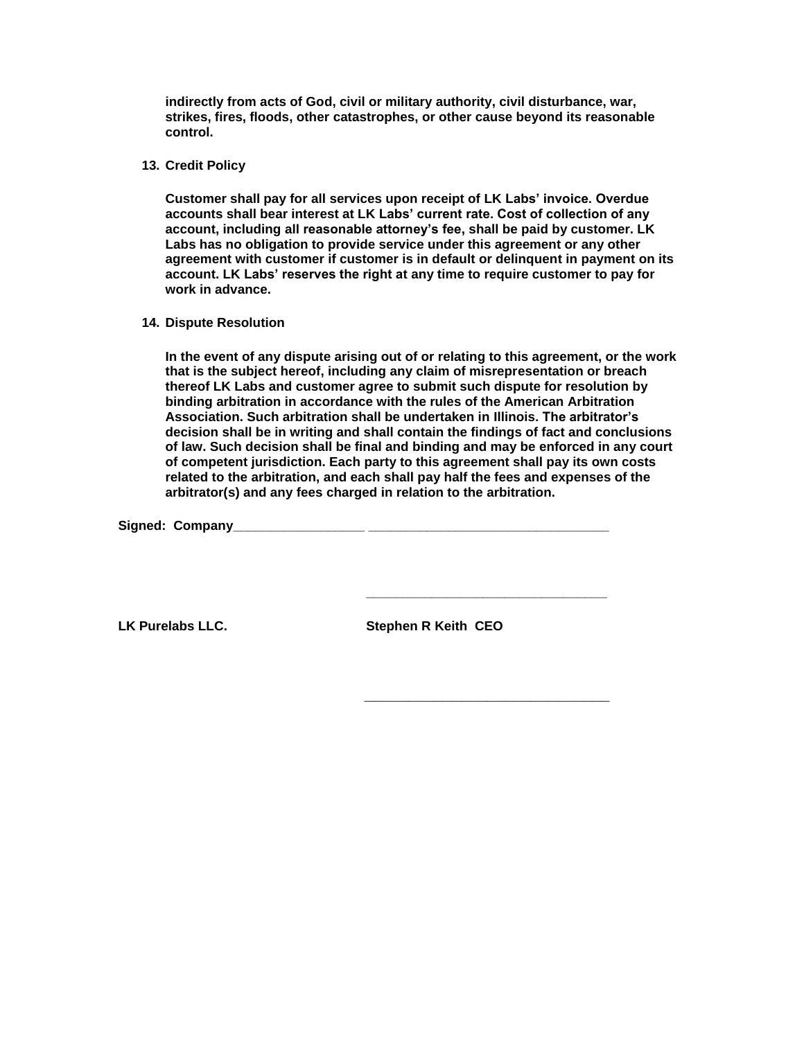**indirectly from acts of God, civil or military authority, civil disturbance, war, strikes, fires, floods, other catastrophes, or other cause beyond its reasonable control.**

13. **Credit Policy**

    **Customer shall pay for all services upon receipt of LK Labs' invoice. Overdue accounts shall bear interest at LK Labs' current rate. Cost of collection of any account, including all reasonable attorney's fee, shall be paid by customer. LK Labs has no obligation to provide service under this agreement or any other agreement with customer if customer is in default or delinquent in payment on its account. LK Labs' reserves the right at any time to require customer to pay for work in advance.**

14. **Dispute Resolution**

    **In the event of any dispute arising out of or relating to this agreement, or the work that is the subject hereof, including any claim of misrepresentation or breach thereof LK Labs and customer agree to submit such dispute for resolution by binding arbitration in accordance with the rules of the American Arbitration Association. Such arbitration shall be undertaken in Illinois. The arbitrator's decision shall be in writing and shall contain the findings of fact and conclusions of law. Such decision shall be final and binding and may be enforced in any court of competent jurisdiction. Each party to this agreement shall pay its own costs related to the arbitration, and each shall pay half the fees and expenses of the arbitrator(s) and any fees charged in relation to the arbitration.**

**Signed: Company__________________ _________________________________**

_________________________________

**LK Purelabs LLC.** **Stephen R Keith CEO**

_________________________________